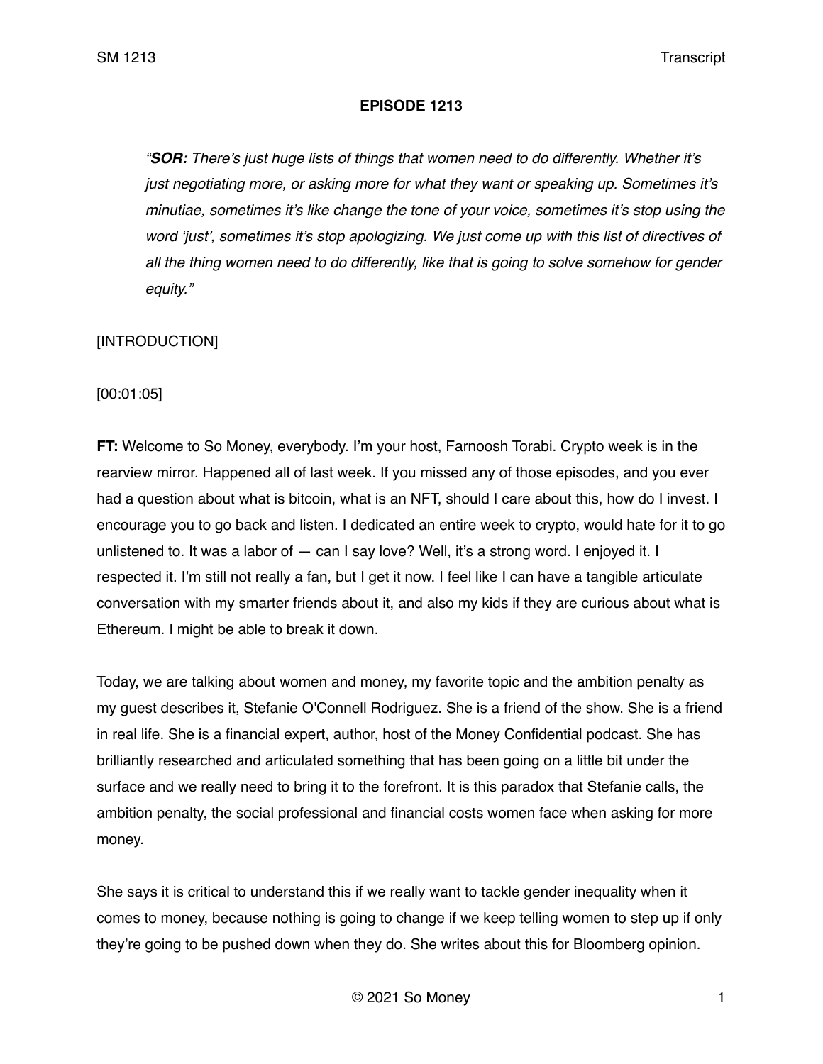**EPISODE 1213**

*"**SOR:** There's just huge lists of things that women need to do differently. Whether it's just negotiating more, or asking more for what they want or speaking up. Sometimes it's minutiae, sometimes it's like change the tone of your voice, sometimes it's stop using the word 'just', sometimes it's stop apologizing. We just come up with this list of directives of all the thing women need to do differently, like that is going to solve somehow for gender equity."*

[INTRODUCTION]

[00:01:05]

**FT:** Welcome to So Money, everybody. I'm your host, Farnoosh Torabi. Crypto week is in the rearview mirror. Happened all of last week. If you missed any of those episodes, and you ever had a question about what is bitcoin, what is an NFT, should I care about this, how do I invest. I encourage you to go back and listen. I dedicated an entire week to crypto, would hate for it to go unlistened to. It was a labor of — can I say love? Well, it's a strong word. I enjoyed it. I respected it. I'm still not really a fan, but I get it now. I feel like I can have a tangible articulate conversation with my smarter friends about it, and also my kids if they are curious about what is Ethereum. I might be able to break it down.

Today, we are talking about women and money, my favorite topic and the ambition penalty as my guest describes it, Stefanie O'Connell Rodriguez. She is a friend of the show. She is a friend in real life. She is a financial expert, author, host of the Money Confidential podcast. She has brilliantly researched and articulated something that has been going on a little bit under the surface and we really need to bring it to the forefront. It is this paradox that Stefanie calls, the ambition penalty, the social professional and financial costs women face when asking for more money.

She says it is critical to understand this if we really want to tackle gender inequality when it comes to money, because nothing is going to change if we keep telling women to step up if only they're going to be pushed down when they do. She writes about this for Bloomberg opinion.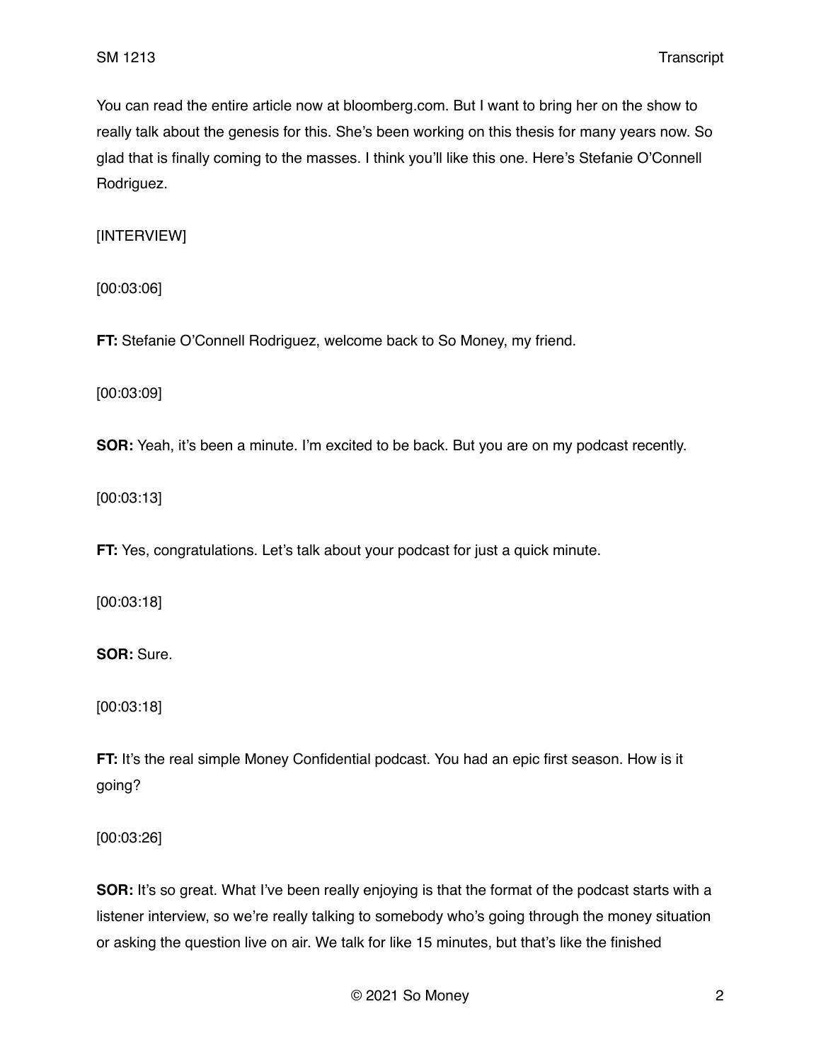You can read the entire article now at bloomberg.com. But I want to bring her on the show to really talk about the genesis for this. She's been working on this thesis for many years now. So glad that is finally coming to the masses. I think you'll like this one. Here's Stefanie O'Connell Rodriguez.

[INTERVIEW]

[00:03:06]

**FT:** Stefanie O'Connell Rodriguez, welcome back to So Money, my friend.

[00:03:09]

**SOR:** Yeah, it's been a minute. I'm excited to be back. But you are on my podcast recently.

[00:03:13]

**FT:** Yes, congratulations. Let's talk about your podcast for just a quick minute.

[00:03:18]

**SOR:** Sure.

[00:03:18]

**FT:** It's the real simple Money Confidential podcast. You had an epic first season. How is it going?

[00:03:26]

**SOR:** It's so great. What I've been really enjoying is that the format of the podcast starts with a listener interview, so we're really talking to somebody who's going through the money situation or asking the question live on air. We talk for like 15 minutes, but that's like the finished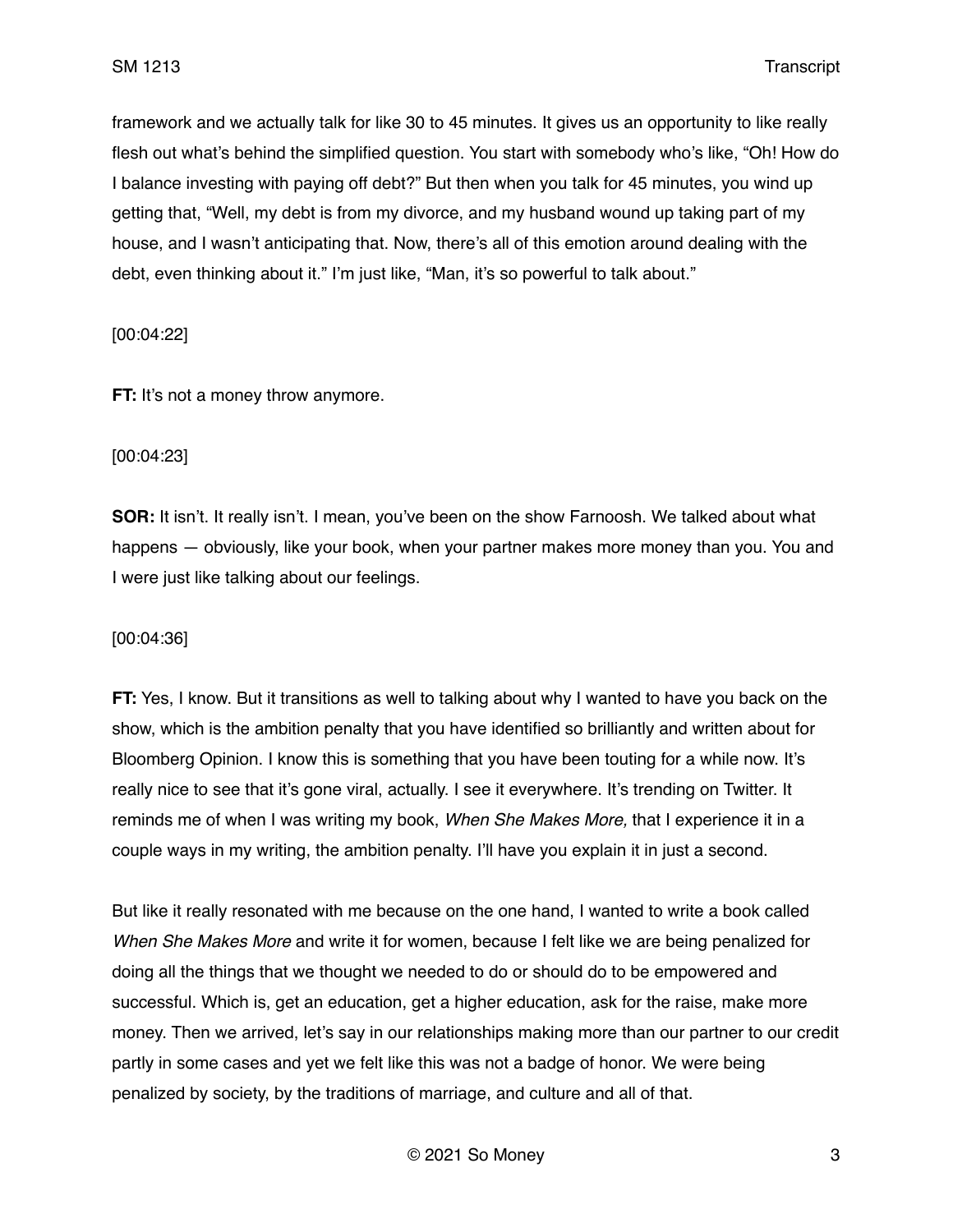framework and we actually talk for like 30 to 45 minutes. It gives us an opportunity to like really flesh out what's behind the simplified question. You start with somebody who's like, "Oh! How do I balance investing with paying off debt?" But then when you talk for 45 minutes, you wind up getting that, "Well, my debt is from my divorce, and my husband wound up taking part of my house, and I wasn't anticipating that. Now, there's all of this emotion around dealing with the debt, even thinking about it." I'm just like, "Man, it's so powerful to talk about."

[00:04:22]

**FT:** It's not a money throw anymore.

[00:04:23]

**SOR:** It isn't. It really isn't. I mean, you've been on the show Farnoosh. We talked about what happens — obviously, like your book, when your partner makes more money than you. You and I were just like talking about our feelings.

[00:04:36]

**FT:** Yes, I know. But it transitions as well to talking about why I wanted to have you back on the show, which is the ambition penalty that you have identified so brilliantly and written about for Bloomberg Opinion. I know this is something that you have been touting for a while now. It's really nice to see that it's gone viral, actually. I see it everywhere. It's trending on Twitter. It reminds me of when I was writing my book, *When She Makes More,* that I experience it in a couple ways in my writing, the ambition penalty. I'll have you explain it in just a second.

But like it really resonated with me because on the one hand, I wanted to write a book called *When She Makes More* and write it for women, because I felt like we are being penalized for doing all the things that we thought we needed to do or should do to be empowered and successful. Which is, get an education, get a higher education, ask for the raise, make more money. Then we arrived, let's say in our relationships making more than our partner to our credit partly in some cases and yet we felt like this was not a badge of honor. We were being penalized by society, by the traditions of marriage, and culture and all of that.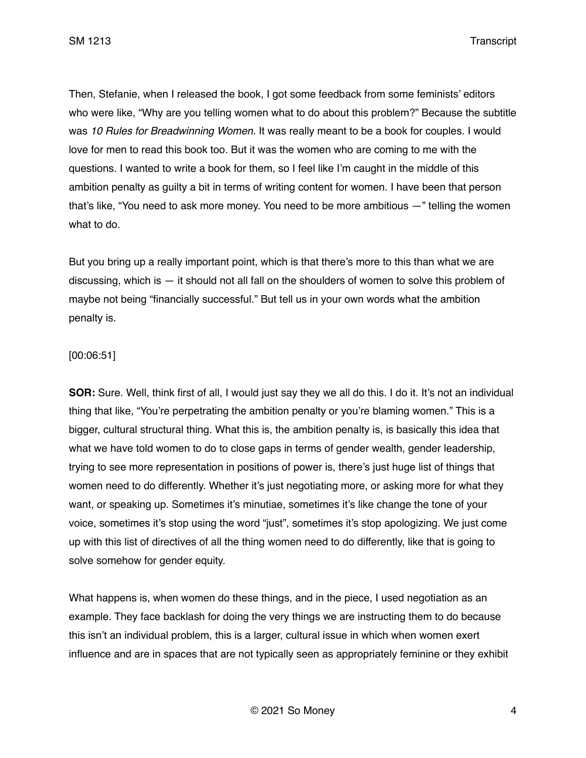Then, Stefanie, when I released the book, I got some feedback from some feminists' editors who were like, "Why are you telling women what to do about this problem?" Because the subtitle was *10 Rules for Breadwinning Women.* It was really meant to be a book for couples. I would love for men to read this book too. But it was the women who are coming to me with the questions. I wanted to write a book for them, so I feel like I'm caught in the middle of this ambition penalty as guilty a bit in terms of writing content for women. I have been that person that's like, "You need to ask more money. You need to be more ambitious —" telling the women what to do.

But you bring up a really important point, which is that there's more to this than what we are discussing, which is — it should not all fall on the shoulders of women to solve this problem of maybe not being "financially successful." But tell us in your own words what the ambition penalty is.

[00:06:51]

**SOR:** Sure. Well, think first of all, I would just say they we all do this. I do it. It's not an individual thing that like, "You're perpetrating the ambition penalty or you're blaming women." This is a bigger, cultural structural thing. What this is, the ambition penalty, is, is basically this idea that what we have told women to do to close gaps in terms of gender wealth, gender leadership, trying to see more representation in positions of power is, there's just huge list of things that women need to do differently. Whether it's just negotiating more, or asking more for what they want, or speaking up. Sometimes it's minutiae, sometimes it's like change the tone of your voice, sometimes it's stop using the word "just", sometimes it's stop apologizing. We just come up with this list of directives of all the thing women need to do differently, like that is going to solve somehow for gender equity.

What happens is, when women do these things, and in the piece, I used negotiation as an example. They face backlash for doing the very things we are instructing them to do because this isn't an individual problem, this is a larger, cultural issue in which when women exert influence and are in spaces that are not typically seen as appropriately feminine or they exhibit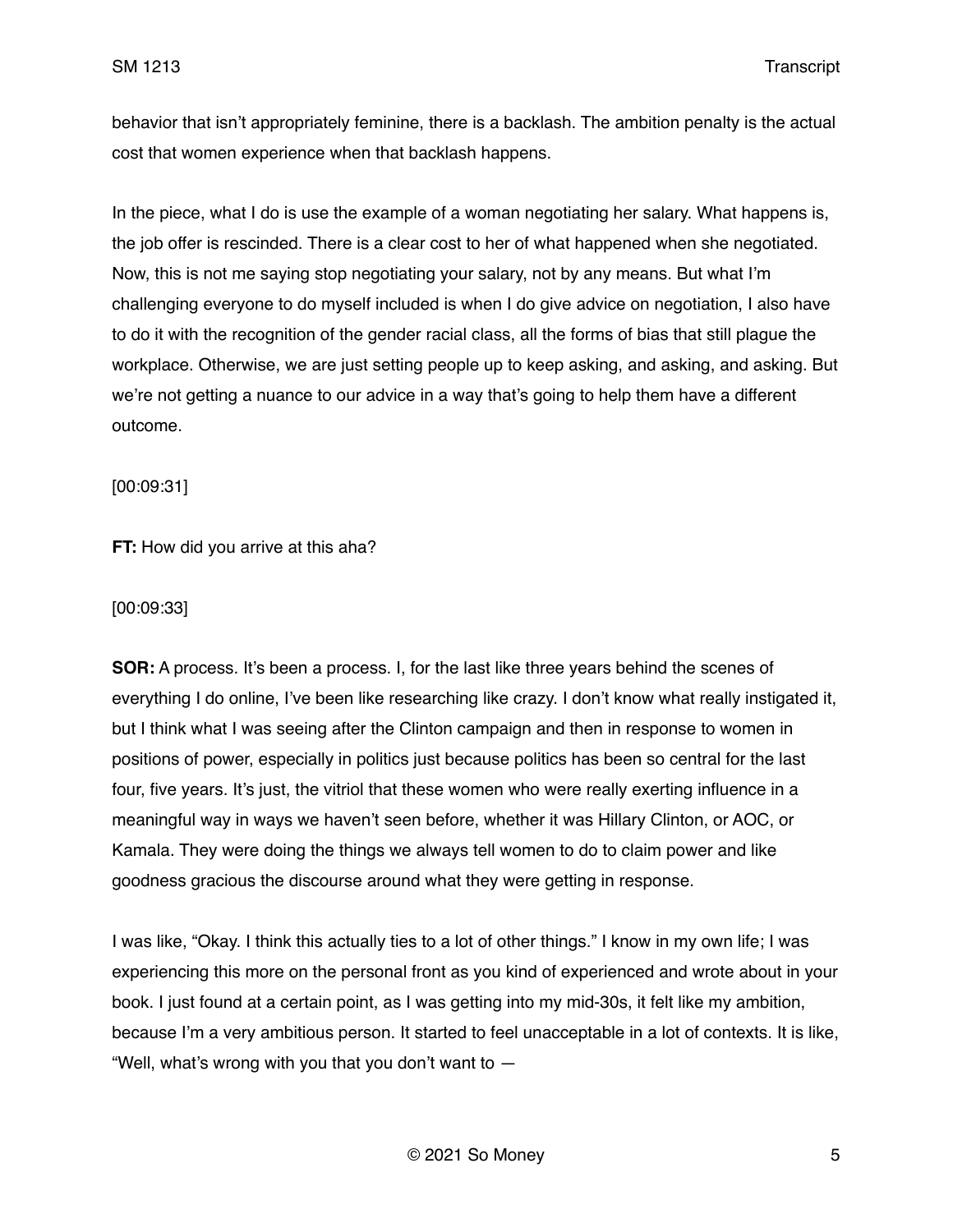behavior that isn't appropriately feminine, there is a backlash. The ambition penalty is the actual cost that women experience when that backlash happens.

In the piece, what I do is use the example of a woman negotiating her salary. What happens is, the job offer is rescinded. There is a clear cost to her of what happened when she negotiated. Now, this is not me saying stop negotiating your salary, not by any means. But what I'm challenging everyone to do myself included is when I do give advice on negotiation, I also have to do it with the recognition of the gender racial class, all the forms of bias that still plague the workplace. Otherwise, we are just setting people up to keep asking, and asking, and asking. But we're not getting a nuance to our advice in a way that's going to help them have a different outcome.

[00:09:31]

**FT:** How did you arrive at this aha?

[00:09:33]

**SOR:** A process. It's been a process. I, for the last like three years behind the scenes of everything I do online, I've been like researching like crazy. I don't know what really instigated it, but I think what I was seeing after the Clinton campaign and then in response to women in positions of power, especially in politics just because politics has been so central for the last four, five years. It's just, the vitriol that these women who were really exerting influence in a meaningful way in ways we haven't seen before, whether it was Hillary Clinton, or AOC, or Kamala. They were doing the things we always tell women to do to claim power and like goodness gracious the discourse around what they were getting in response.

I was like, "Okay. I think this actually ties to a lot of other things." I know in my own life; I was experiencing this more on the personal front as you kind of experienced and wrote about in your book. I just found at a certain point, as I was getting into my mid-30s, it felt like my ambition, because I'm a very ambitious person. It started to feel unacceptable in a lot of contexts. It is like, "Well, what's wrong with you that you don't want to —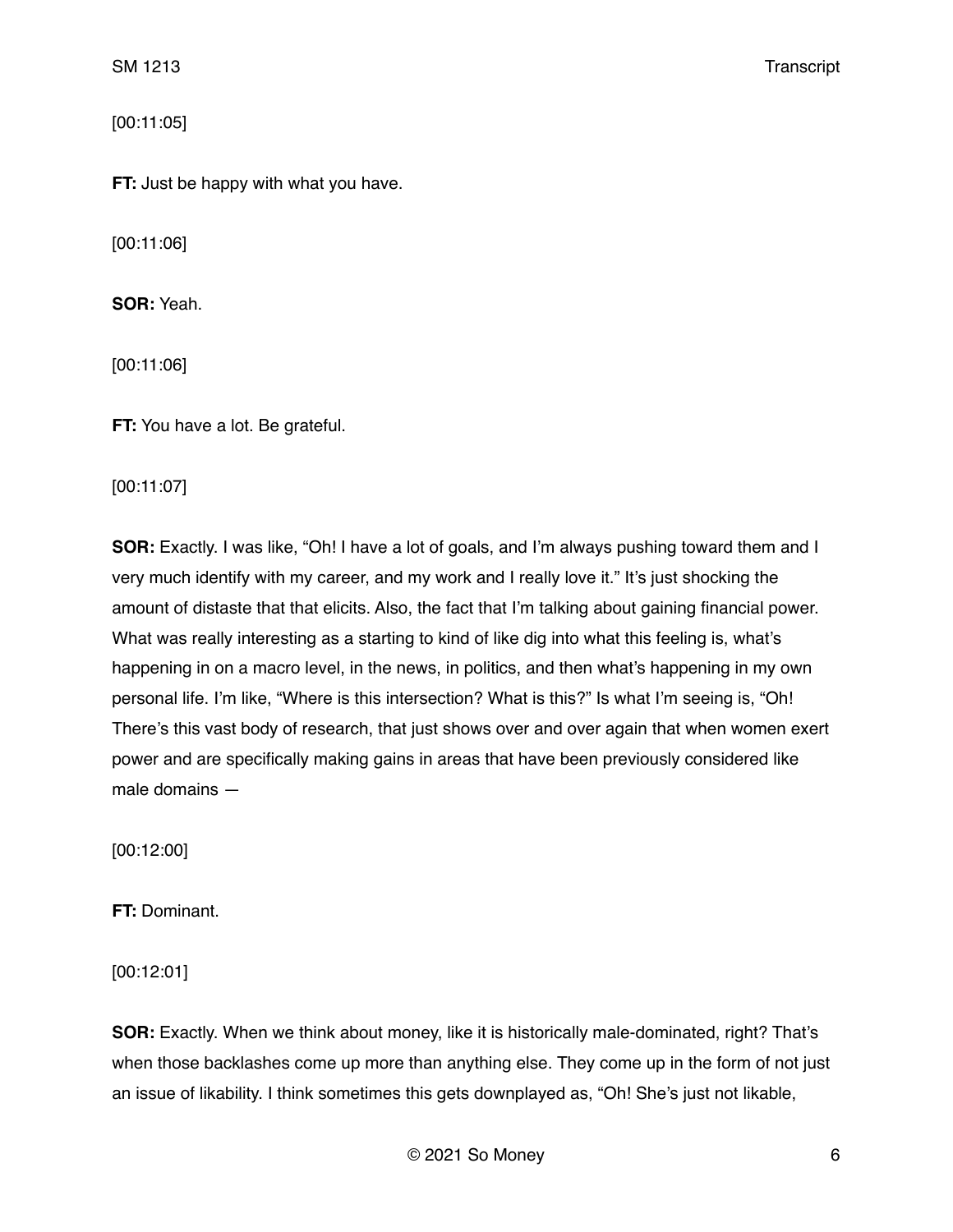[00:11:05]

**FT:** Just be happy with what you have.

[00:11:06]

**SOR:** Yeah.

[00:11:06]

**FT:** You have a lot. Be grateful.

[00:11:07]

**SOR:** Exactly. I was like, "Oh! I have a lot of goals, and I'm always pushing toward them and I very much identify with my career, and my work and I really love it." It's just shocking the amount of distaste that that elicits. Also, the fact that I'm talking about gaining financial power. What was really interesting as a starting to kind of like dig into what this feeling is, what's happening in on a macro level, in the news, in politics, and then what's happening in my own personal life. I'm like, "Where is this intersection? What is this?" Is what I'm seeing is, "Oh! There's this vast body of research, that just shows over and over again that when women exert power and are specifically making gains in areas that have been previously considered like male domains —

[00:12:00]

**FT:** Dominant.

[00:12:01]

**SOR:** Exactly. When we think about money, like it is historically male-dominated, right? That's when those backlashes come up more than anything else. They come up in the form of not just an issue of likability. I think sometimes this gets downplayed as, "Oh! She's just not likable,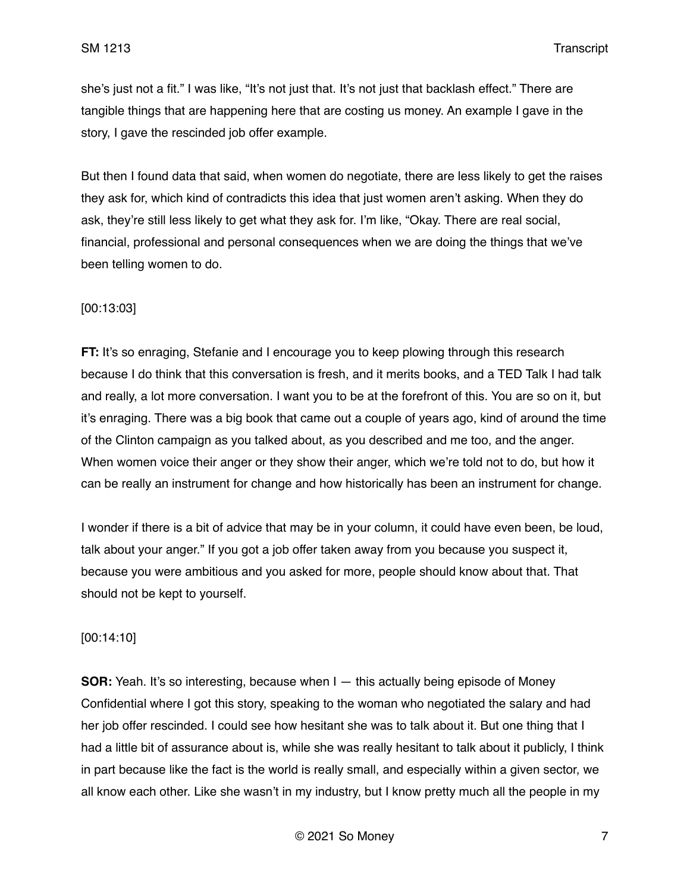she's just not a fit." I was like, "It's not just that. It's not just that backlash effect." There are tangible things that are happening here that are costing us money. An example I gave in the story, I gave the rescinded job offer example.

But then I found data that said, when women do negotiate, there are less likely to get the raises they ask for, which kind of contradicts this idea that just women aren't asking. When they do ask, they're still less likely to get what they ask for. I'm like, "Okay. There are real social, financial, professional and personal consequences when we are doing the things that we've been telling women to do.

[00:13:03]

**FT:** It's so enraging, Stefanie and I encourage you to keep plowing through this research because I do think that this conversation is fresh, and it merits books, and a TED Talk I had talk and really, a lot more conversation. I want you to be at the forefront of this. You are so on it, but it's enraging. There was a big book that came out a couple of years ago, kind of around the time of the Clinton campaign as you talked about, as you described and me too, and the anger. When women voice their anger or they show their anger, which we're told not to do, but how it can be really an instrument for change and how historically has been an instrument for change.

I wonder if there is a bit of advice that may be in your column, it could have even been, be loud, talk about your anger." If you got a job offer taken away from you because you suspect it, because you were ambitious and you asked for more, people should know about that. That should not be kept to yourself.

[00:14:10]

**SOR:** Yeah. It's so interesting, because when I — this actually being episode of Money Confidential where I got this story, speaking to the woman who negotiated the salary and had her job offer rescinded. I could see how hesitant she was to talk about it. But one thing that I had a little bit of assurance about is, while she was really hesitant to talk about it publicly, I think in part because like the fact is the world is really small, and especially within a given sector, we all know each other. Like she wasn't in my industry, but I know pretty much all the people in my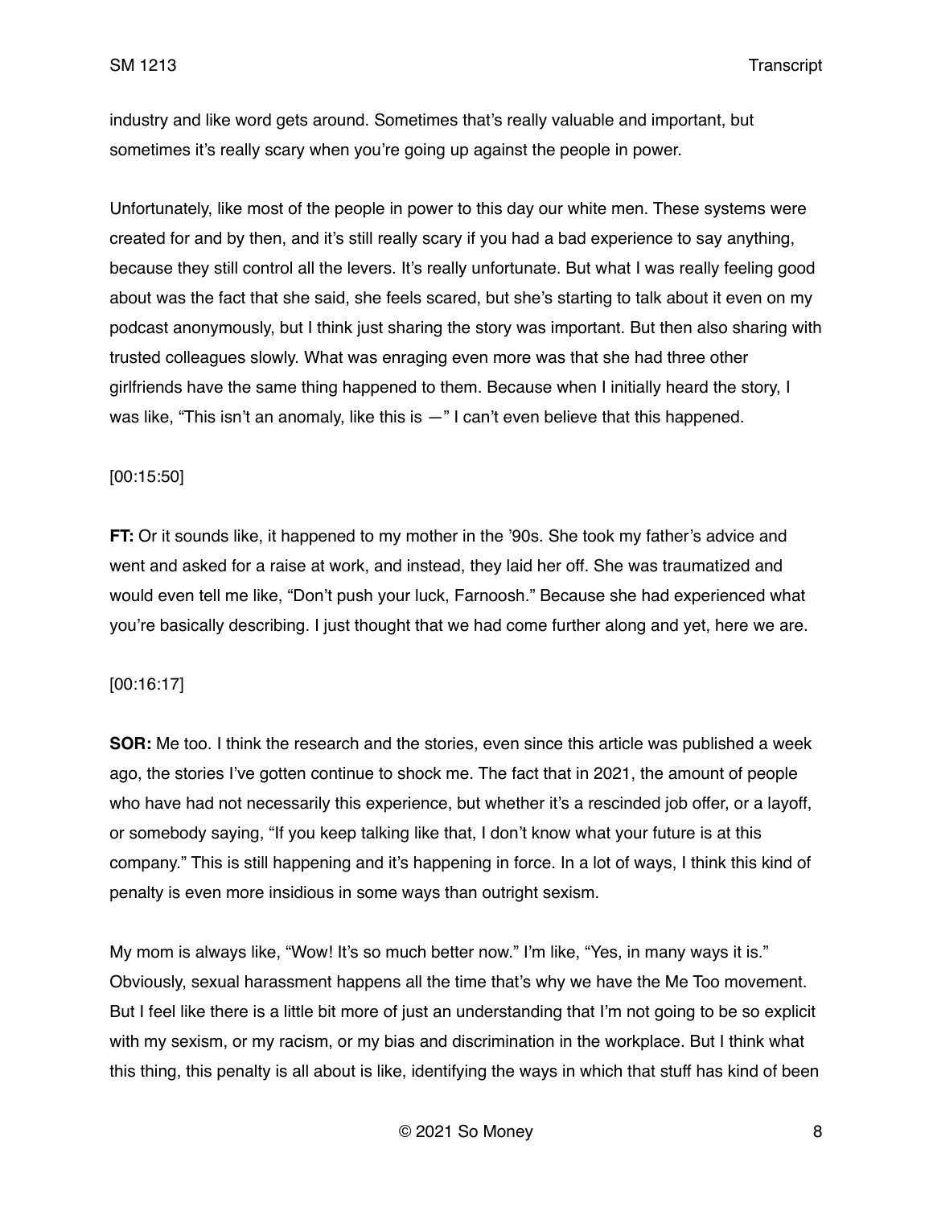industry and like word gets around. Sometimes that's really valuable and important, but sometimes it's really scary when you're going up against the people in power.

Unfortunately, like most of the people in power to this day our white men. These systems were created for and by then, and it's still really scary if you had a bad experience to say anything, because they still control all the levers. It's really unfortunate. But what I was really feeling good about was the fact that she said, she feels scared, but she's starting to talk about it even on my podcast anonymously, but I think just sharing the story was important. But then also sharing with trusted colleagues slowly. What was enraging even more was that she had three other girlfriends have the same thing happened to them. Because when I initially heard the story, I was like, "This isn't an anomaly, like this is —" I can't even believe that this happened.

[00:15:50]

**FT:** Or it sounds like, it happened to my mother in the '90s. She took my father's advice and went and asked for a raise at work, and instead, they laid her off. She was traumatized and would even tell me like, "Don't push your luck, Farnoosh." Because she had experienced what you're basically describing. I just thought that we had come further along and yet, here we are.

[00:16:17]

**SOR:** Me too. I think the research and the stories, even since this article was published a week ago, the stories I've gotten continue to shock me. The fact that in 2021, the amount of people who have had not necessarily this experience, but whether it's a rescinded job offer, or a layoff, or somebody saying, "If you keep talking like that, I don't know what your future is at this company." This is still happening and it's happening in force. In a lot of ways, I think this kind of penalty is even more insidious in some ways than outright sexism.

My mom is always like, "Wow! It's so much better now." I'm like, "Yes, in many ways it is." Obviously, sexual harassment happens all the time that's why we have the Me Too movement. But I feel like there is a little bit more of just an understanding that I'm not going to be so explicit with my sexism, or my racism, or my bias and discrimination in the workplace. But I think what this thing, this penalty is all about is like, identifying the ways in which that stuff has kind of been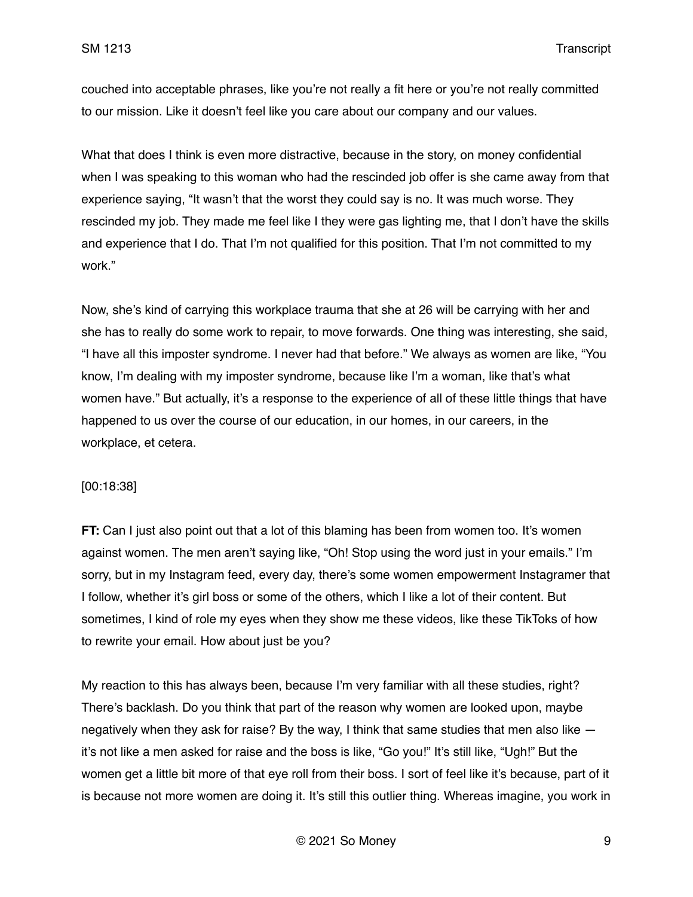couched into acceptable phrases, like you're not really a fit here or you're not really committed to our mission. Like it doesn't feel like you care about our company and our values.

What that does I think is even more distractive, because in the story, on money confidential when I was speaking to this woman who had the rescinded job offer is she came away from that experience saying, "It wasn't that the worst they could say is no. It was much worse. They rescinded my job. They made me feel like I they were gas lighting me, that I don't have the skills and experience that I do. That I'm not qualified for this position. That I'm not committed to my work."

Now, she's kind of carrying this workplace trauma that she at 26 will be carrying with her and she has to really do some work to repair, to move forwards. One thing was interesting, she said, "I have all this imposter syndrome. I never had that before." We always as women are like, "You know, I'm dealing with my imposter syndrome, because like I'm a woman, like that's what women have." But actually, it's a response to the experience of all of these little things that have happened to us over the course of our education, in our homes, in our careers, in the workplace, et cetera.

[00:18:38]

**FT:** Can I just also point out that a lot of this blaming has been from women too. It's women against women. The men aren't saying like, "Oh! Stop using the word just in your emails." I'm sorry, but in my Instagram feed, every day, there's some women empowerment Instagramer that I follow, whether it's girl boss or some of the others, which I like a lot of their content. But sometimes, I kind of role my eyes when they show me these videos, like these TikToks of how to rewrite your email. How about just be you?

My reaction to this has always been, because I'm very familiar with all these studies, right? There's backlash. Do you think that part of the reason why women are looked upon, maybe negatively when they ask for raise? By the way, I think that same studies that men also like — it's not like a men asked for raise and the boss is like, "Go you!" It's still like, "Ugh!" But the women get a little bit more of that eye roll from their boss. I sort of feel like it's because, part of it is because not more women are doing it. It's still this outlier thing. Whereas imagine, you work in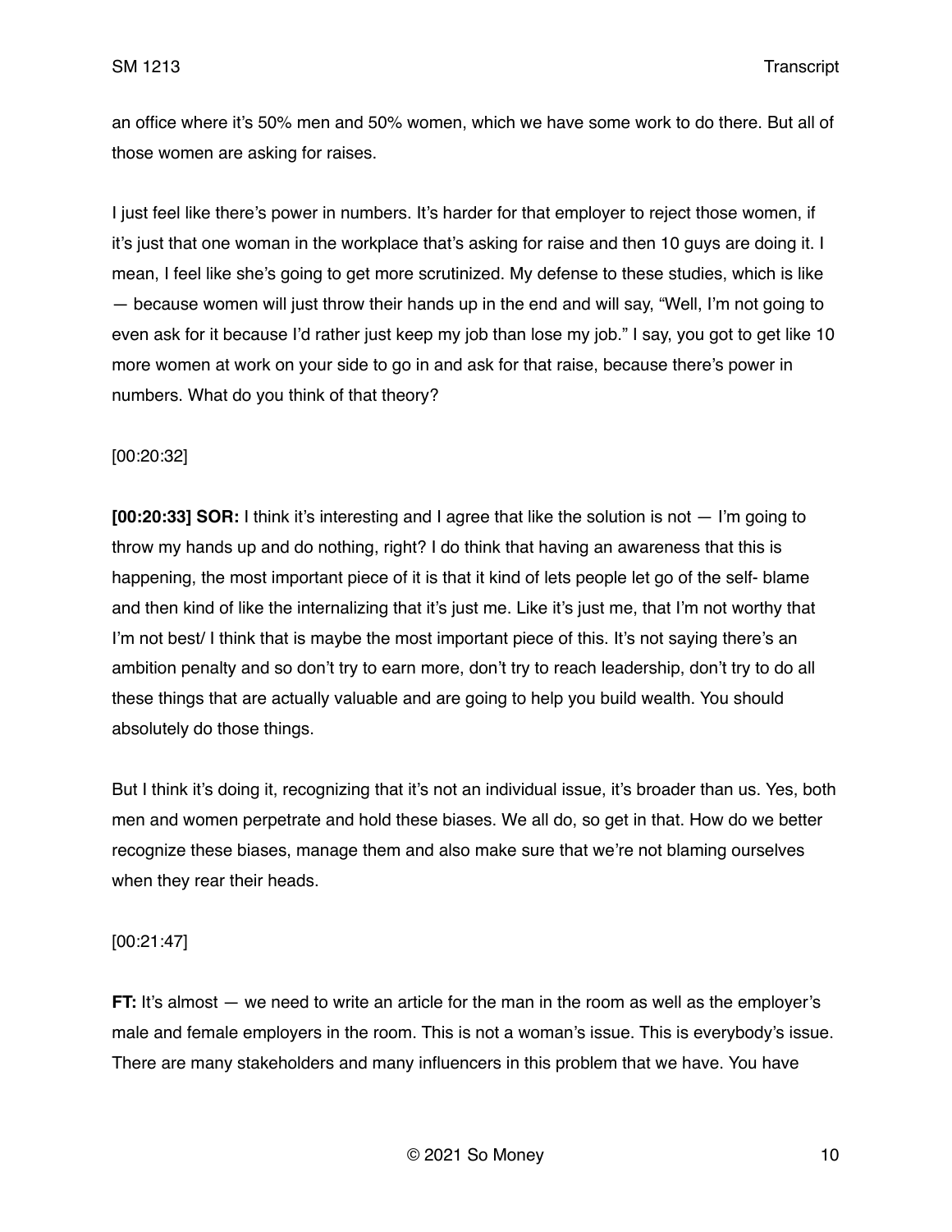an office where it's 50% men and 50% women, which we have some work to do there. But all of those women are asking for raises.

I just feel like there's power in numbers. It's harder for that employer to reject those women, if it's just that one woman in the workplace that's asking for raise and then 10 guys are doing it. I mean, I feel like she's going to get more scrutinized. My defense to these studies, which is like — because women will just throw their hands up in the end and will say, "Well, I'm not going to even ask for it because I'd rather just keep my job than lose my job." I say, you got to get like 10 more women at work on your side to go in and ask for that raise, because there's power in numbers. What do you think of that theory?

[00:20:32]

**[00:20:33] SOR:** I think it's interesting and I agree that like the solution is not — I'm going to throw my hands up and do nothing, right? I do think that having an awareness that this is happening, the most important piece of it is that it kind of lets people let go of the self- blame and then kind of like the internalizing that it's just me. Like it's just me, that I'm not worthy that I'm not best/ I think that is maybe the most important piece of this. It's not saying there's an ambition penalty and so don't try to earn more, don't try to reach leadership, don't try to do all these things that are actually valuable and are going to help you build wealth. You should absolutely do those things.

But I think it's doing it, recognizing that it's not an individual issue, it's broader than us. Yes, both men and women perpetrate and hold these biases. We all do, so get in that. How do we better recognize these biases, manage them and also make sure that we're not blaming ourselves when they rear their heads.

[00:21:47]

**FT:** It's almost — we need to write an article for the man in the room as well as the employer's male and female employers in the room. This is not a woman's issue. This is everybody's issue. There are many stakeholders and many influencers in this problem that we have. You have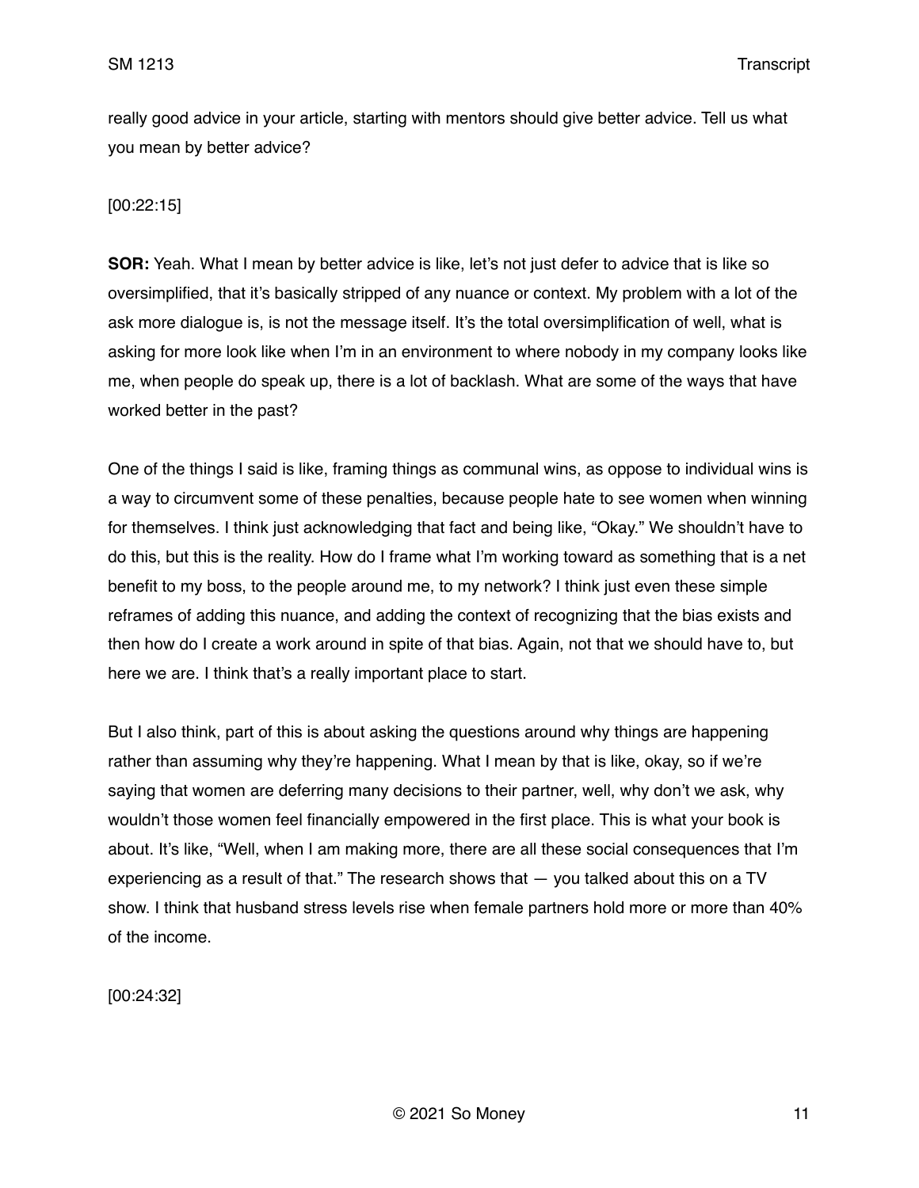really good advice in your article, starting with mentors should give better advice. Tell us what you mean by better advice?

[00:22:15]

**SOR:** Yeah. What I mean by better advice is like, let's not just defer to advice that is like so oversimplified, that it's basically stripped of any nuance or context. My problem with a lot of the ask more dialogue is, is not the message itself. It's the total oversimplification of well, what is asking for more look like when I'm in an environment to where nobody in my company looks like me, when people do speak up, there is a lot of backlash. What are some of the ways that have worked better in the past?

One of the things I said is like, framing things as communal wins, as oppose to individual wins is a way to circumvent some of these penalties, because people hate to see women when winning for themselves. I think just acknowledging that fact and being like, "Okay." We shouldn't have to do this, but this is the reality. How do I frame what I'm working toward as something that is a net benefit to my boss, to the people around me, to my network? I think just even these simple reframes of adding this nuance, and adding the context of recognizing that the bias exists and then how do I create a work around in spite of that bias. Again, not that we should have to, but here we are. I think that's a really important place to start.

But I also think, part of this is about asking the questions around why things are happening rather than assuming why they're happening. What I mean by that is like, okay, so if we're saying that women are deferring many decisions to their partner, well, why don't we ask, why wouldn't those women feel financially empowered in the first place. This is what your book is about. It's like, "Well, when I am making more, there are all these social consequences that I'm experiencing as a result of that." The research shows that — you talked about this on a TV show. I think that husband stress levels rise when female partners hold more or more than 40% of the income.

[00:24:32]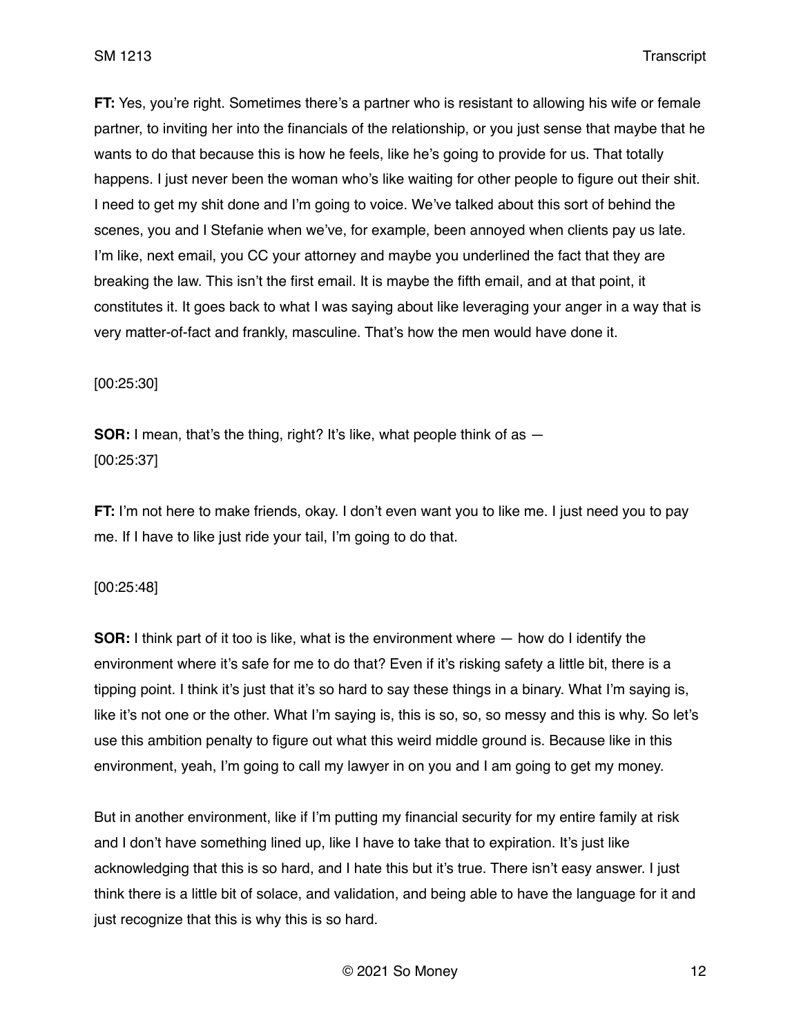**FT:** Yes, you're right. Sometimes there's a partner who is resistant to allowing his wife or female partner, to inviting her into the financials of the relationship, or you just sense that maybe that he wants to do that because this is how he feels, like he's going to provide for us. That totally happens. I just never been the woman who's like waiting for other people to figure out their shit. I need to get my shit done and I'm going to voice. We've talked about this sort of behind the scenes, you and I Stefanie when we've, for example, been annoyed when clients pay us late. I'm like, next email, you CC your attorney and maybe you underlined the fact that they are breaking the law. This isn't the first email. It is maybe the fifth email, and at that point, it constitutes it. It goes back to what I was saying about like leveraging your anger in a way that is very matter-of-fact and frankly, masculine. That's how the men would have done it.

[00:25:30]

**SOR:** I mean, that's the thing, right? It's like, what people think of as —

[00:25:37]

**FT:** I'm not here to make friends, okay. I don't even want you to like me. I just need you to pay me. If I have to like just ride your tail, I'm going to do that.

[00:25:48]

**SOR:** I think part of it too is like, what is the environment where — how do I identify the environment where it's safe for me to do that? Even if it's risking safety a little bit, there is a tipping point. I think it's just that it's so hard to say these things in a binary. What I'm saying is, like it's not one or the other. What I'm saying is, this is so, so, so messy and this is why. So let's use this ambition penalty to figure out what this weird middle ground is. Because like in this environment, yeah, I'm going to call my lawyer in on you and I am going to get my money.

But in another environment, like if I'm putting my financial security for my entire family at risk and I don't have something lined up, like I have to take that to expiration. It's just like acknowledging that this is so hard, and I hate this but it's true. There isn't easy answer. I just think there is a little bit of solace, and validation, and being able to have the language for it and just recognize that this is why this is so hard.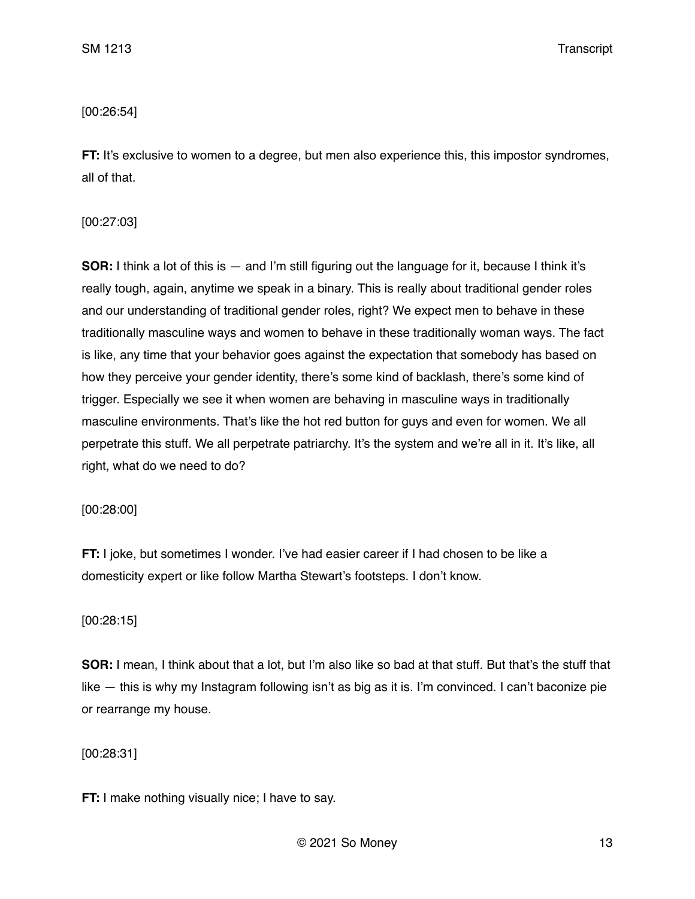[00:26:54]

**FT:** It's exclusive to women to a degree, but men also experience this, this impostor syndromes, all of that.

[00:27:03]

**SOR:** I think a lot of this is — and I'm still figuring out the language for it, because I think it's really tough, again, anytime we speak in a binary. This is really about traditional gender roles and our understanding of traditional gender roles, right? We expect men to behave in these traditionally masculine ways and women to behave in these traditionally woman ways. The fact is like, any time that your behavior goes against the expectation that somebody has based on how they perceive your gender identity, there's some kind of backlash, there's some kind of trigger. Especially we see it when women are behaving in masculine ways in traditionally masculine environments. That's like the hot red button for guys and even for women. We all perpetrate this stuff. We all perpetrate patriarchy. It's the system and we're all in it. It's like, all right, what do we need to do?

[00:28:00]

**FT:** I joke, but sometimes I wonder. I've had easier career if I had chosen to be like a domesticity expert or like follow Martha Stewart's footsteps. I don't know.

[00:28:15]

**SOR:** I mean, I think about that a lot, but I'm also like so bad at that stuff. But that's the stuff that like — this is why my Instagram following isn't as big as it is. I'm convinced. I can't baconize pie or rearrange my house.

[00:28:31]

**FT:** I make nothing visually nice; I have to say.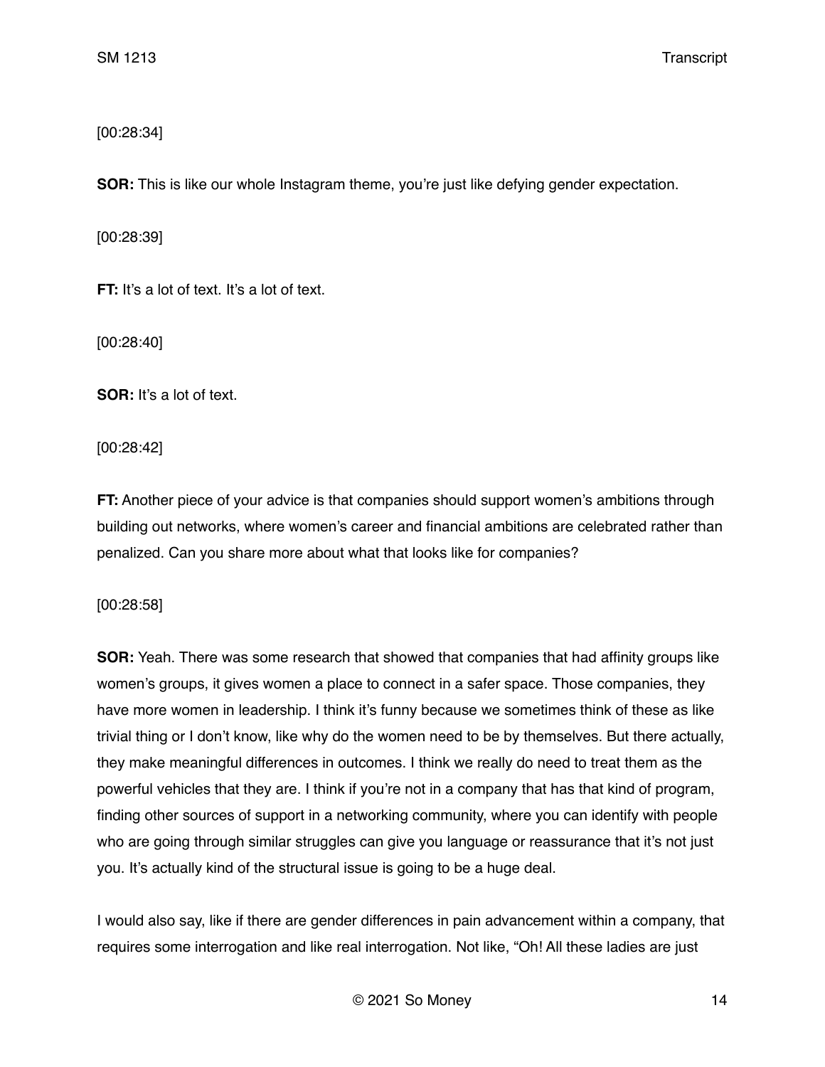[00:28:34]

**SOR:** This is like our whole Instagram theme, you're just like defying gender expectation.

[00:28:39]

**FT:** It's a lot of text. It's a lot of text.

[00:28:40]

**SOR:** It's a lot of text.

[00:28:42]

**FT:** Another piece of your advice is that companies should support women's ambitions through building out networks, where women's career and financial ambitions are celebrated rather than penalized. Can you share more about what that looks like for companies?

[00:28:58]

**SOR:** Yeah. There was some research that showed that companies that had affinity groups like women's groups, it gives women a place to connect in a safer space. Those companies, they have more women in leadership. I think it's funny because we sometimes think of these as like trivial thing or I don't know, like why do the women need to be by themselves. But there actually, they make meaningful differences in outcomes. I think we really do need to treat them as the powerful vehicles that they are. I think if you're not in a company that has that kind of program, finding other sources of support in a networking community, where you can identify with people who are going through similar struggles can give you language or reassurance that it's not just you. It's actually kind of the structural issue is going to be a huge deal.

I would also say, like if there are gender differences in pain advancement within a company, that requires some interrogation and like real interrogation. Not like, "Oh! All these ladies are just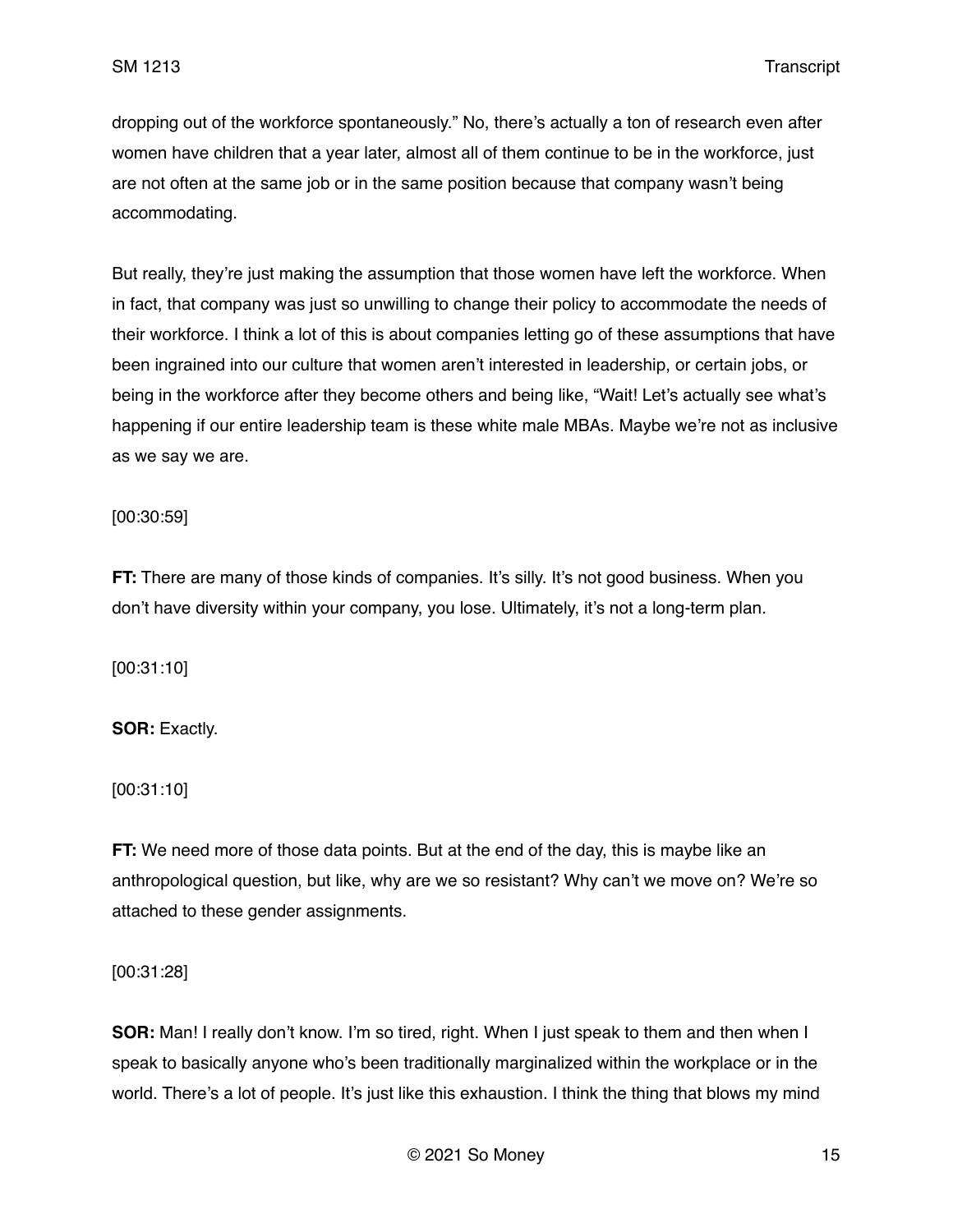dropping out of the workforce spontaneously." No, there's actually a ton of research even after women have children that a year later, almost all of them continue to be in the workforce, just are not often at the same job or in the same position because that company wasn't being accommodating.

But really, they're just making the assumption that those women have left the workforce. When in fact, that company was just so unwilling to change their policy to accommodate the needs of their workforce. I think a lot of this is about companies letting go of these assumptions that have been ingrained into our culture that women aren't interested in leadership, or certain jobs, or being in the workforce after they become others and being like, "Wait! Let's actually see what's happening if our entire leadership team is these white male MBAs. Maybe we're not as inclusive as we say we are.

[00:30:59]

**FT:** There are many of those kinds of companies. It's silly. It's not good business. When you don't have diversity within your company, you lose. Ultimately, it's not a long-term plan.

[00:31:10]

**SOR:** Exactly.

[00:31:10]

**FT:** We need more of those data points. But at the end of the day, this is maybe like an anthropological question, but like, why are we so resistant? Why can't we move on? We're so attached to these gender assignments.

[00:31:28]

**SOR:** Man! I really don't know. I'm so tired, right. When I just speak to them and then when I speak to basically anyone who's been traditionally marginalized within the workplace or in the world. There's a lot of people. It's just like this exhaustion. I think the thing that blows my mind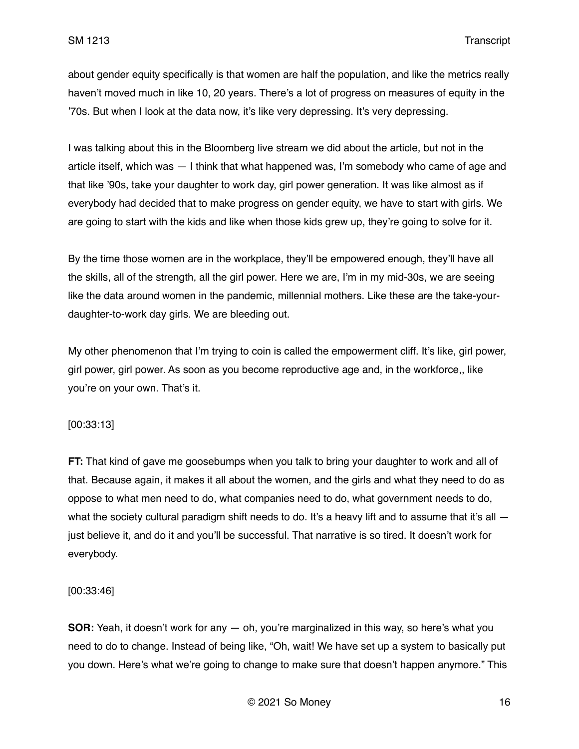about gender equity specifically is that women are half the population, and like the metrics really haven't moved much in like 10, 20 years. There's a lot of progress on measures of equity in the '70s. But when I look at the data now, it's like very depressing. It's very depressing.

I was talking about this in the Bloomberg live stream we did about the article, but not in the article itself, which was — I think that what happened was, I'm somebody who came of age and that like '90s, take your daughter to work day, girl power generation. It was like almost as if everybody had decided that to make progress on gender equity, we have to start with girls. We are going to start with the kids and like when those kids grew up, they're going to solve for it.

By the time those women are in the workplace, they'll be empowered enough, they'll have all the skills, all of the strength, all the girl power. Here we are, I'm in my mid-30s, we are seeing like the data around women in the pandemic, millennial mothers. Like these are the take-your-daughter-to-work day girls. We are bleeding out.

My other phenomenon that I'm trying to coin is called the empowerment cliff. It's like, girl power, girl power, girl power. As soon as you become reproductive age and, in the workforce,, like you're on your own. That's it.

[00:33:13]

**FT:** That kind of gave me goosebumps when you talk to bring your daughter to work and all of that. Because again, it makes it all about the women, and the girls and what they need to do as oppose to what men need to do, what companies need to do, what government needs to do, what the society cultural paradigm shift needs to do. It's a heavy lift and to assume that it's all — just believe it, and do it and you'll be successful. That narrative is so tired. It doesn't work for everybody.

[00:33:46]

**SOR:** Yeah, it doesn't work for any — oh, you're marginalized in this way, so here's what you need to do to change. Instead of being like, "Oh, wait! We have set up a system to basically put you down. Here's what we're going to change to make sure that doesn't happen anymore." This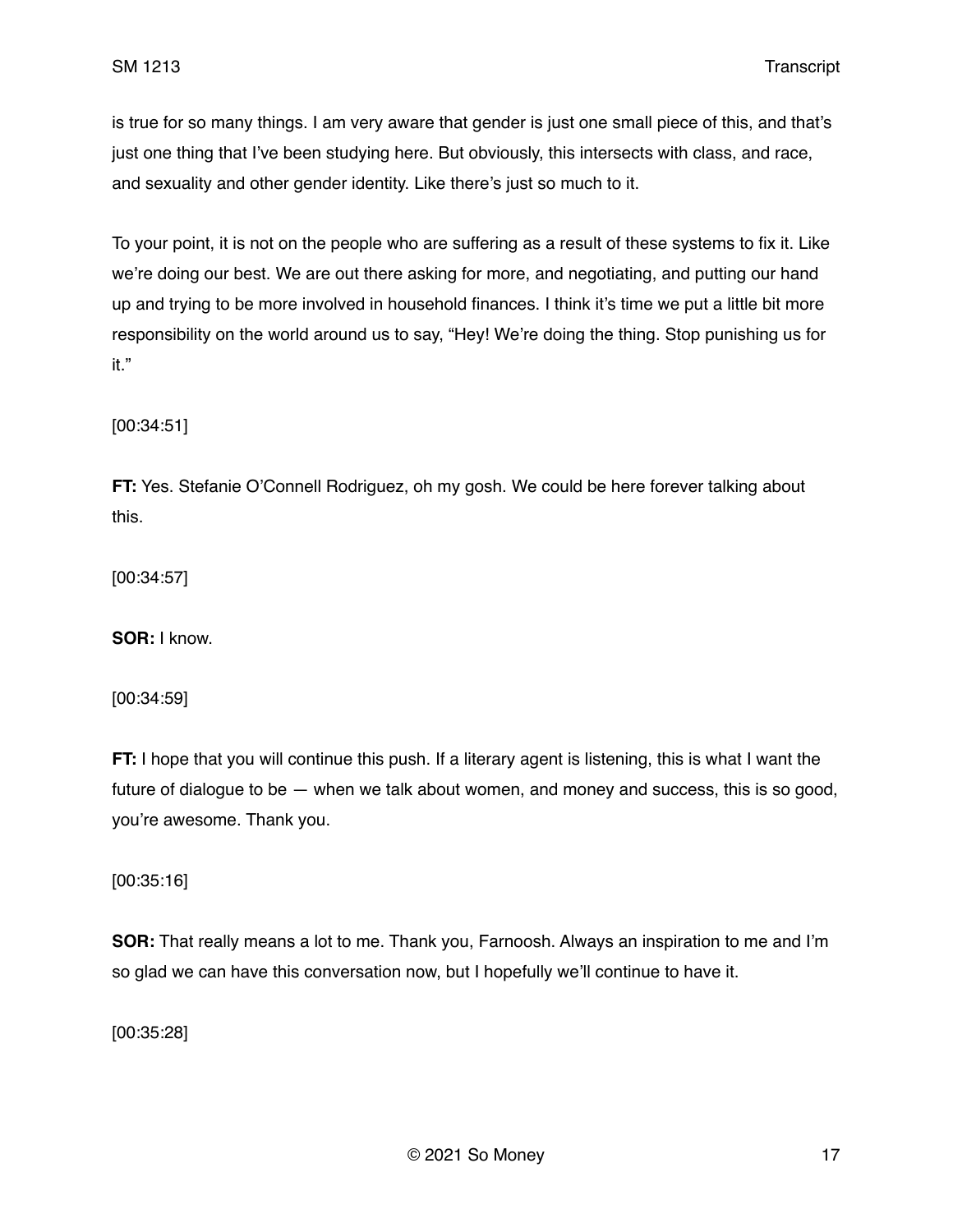is true for so many things. I am very aware that gender is just one small piece of this, and that's just one thing that I've been studying here. But obviously, this intersects with class, and race, and sexuality and other gender identity. Like there's just so much to it.

To your point, it is not on the people who are suffering as a result of these systems to fix it. Like we're doing our best. We are out there asking for more, and negotiating, and putting our hand up and trying to be more involved in household finances. I think it's time we put a little bit more responsibility on the world around us to say, "Hey! We're doing the thing. Stop punishing us for it."

[00:34:51]

**FT:** Yes. Stefanie O'Connell Rodriguez, oh my gosh. We could be here forever talking about this.

[00:34:57]

**SOR:** I know.

[00:34:59]

**FT:** I hope that you will continue this push. If a literary agent is listening, this is what I want the future of dialogue to be — when we talk about women, and money and success, this is so good, you're awesome. Thank you.

[00:35:16]

**SOR:** That really means a lot to me. Thank you, Farnoosh. Always an inspiration to me and I'm so glad we can have this conversation now, but I hopefully we'll continue to have it.

[00:35:28]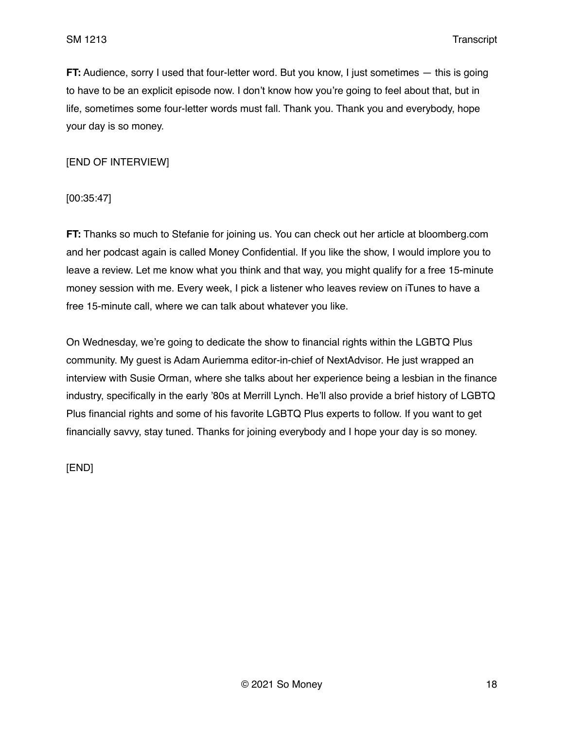**FT:** Audience, sorry I used that four-letter word. But you know, I just sometimes — this is going to have to be an explicit episode now. I don't know how you're going to feel about that, but in life, sometimes some four-letter words must fall. Thank you. Thank you and everybody, hope your day is so money.

[END OF INTERVIEW]

[00:35:47]

**FT:** Thanks so much to Stefanie for joining us. You can check out her article at bloomberg.com and her podcast again is called Money Confidential. If you like the show, I would implore you to leave a review. Let me know what you think and that way, you might qualify for a free 15-minute money session with me. Every week, I pick a listener who leaves review on iTunes to have a free 15-minute call, where we can talk about whatever you like.

On Wednesday, we're going to dedicate the show to financial rights within the LGBTQ Plus community. My guest is Adam Auriemma editor-in-chief of NextAdvisor. He just wrapped an interview with Susie Orman, where she talks about her experience being a lesbian in the finance industry, specifically in the early '80s at Merrill Lynch. He'll also provide a brief history of LGBTQ Plus financial rights and some of his favorite LGBTQ Plus experts to follow. If you want to get financially savvy, stay tuned. Thanks for joining everybody and I hope your day is so money.

[END]